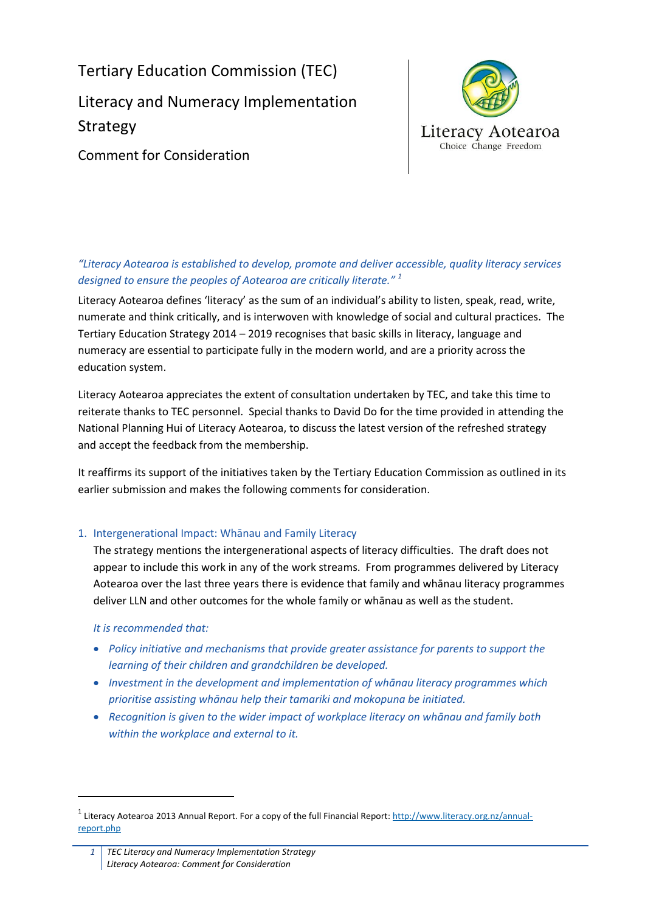# Tertiary Education Commission (TEC)

# Literacy and Numeracy Implementation Strategy

## Comment for Consideration

Literacy Aotearoa
Choice Change Freedom

*"Literacy Aotearoa is established to develop, promote and deliver accessible, quality literacy services designed to ensure the peoples of Aotearoa are critically literate."* [1]

Literacy Aotearoa defines 'literacy' as the sum of an individual's ability to listen, speak, read, write, numerate and think critically, and is interwoven with knowledge of social and cultural practices. The Tertiary Education Strategy 2014 – 2019 recognises that basic skills in literacy, language and numeracy are essential to participate fully in the modern world, and are a priority across the education system.

Literacy Aotearoa appreciates the extent of consultation undertaken by TEC, and take this time to reiterate thanks to TEC personnel. Special thanks to David Do for the time provided in attending the National Planning Hui of Literacy Aotearoa, to discuss the latest version of the refreshed strategy and accept the feedback from the membership.

It reaffirms its support of the initiatives taken by the Tertiary Education Commission as outlined in its earlier submission and makes the following comments for consideration.

### 1. Intergenerational Impact: Whānau and Family Literacy

The strategy mentions the intergenerational aspects of literacy difficulties. The draft does not appear to include this work in any of the work streams. From programmes delivered by Literacy Aotearoa over the last three years there is evidence that family and whānau literacy programmes deliver LLN and other outcomes for the whole family or whānau as well as the student.

*It is recommended that:*

- *Policy initiative and mechanisms that provide greater assistance for parents to support the learning of their children and grandchildren be developed.*
- *Investment in the development and implementation of whānau literacy programmes which prioritise assisting whānau help their tamariki and mokopuna be initiated.*
- *Recognition is given to the wider impact of workplace literacy on whānau and family both within the workplace and external to it.*

---

[1] Literacy Aotearoa 2013 Annual Report. For a copy of the full Financial Report: http://www.literacy.org.nz/annual-report.php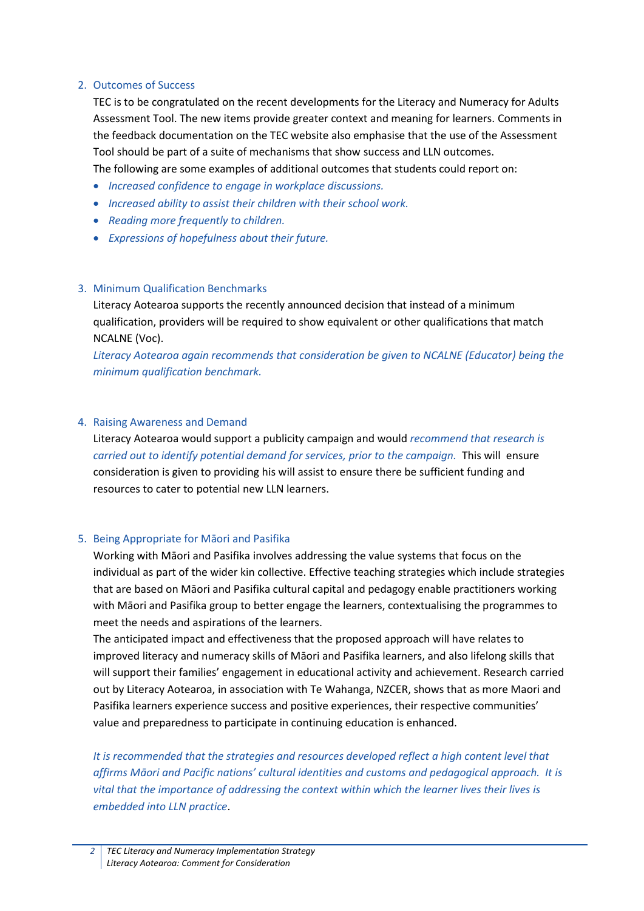2. Outcomes of Success

   TEC is to be congratulated on the recent developments for the Literacy and Numeracy for Adults Assessment Tool. The new items provide greater context and meaning for learners. Comments in the feedback documentation on the TEC website also emphasise that the use of the Assessment Tool should be part of a suite of mechanisms that show success and LLN outcomes.

   The following are some examples of additional outcomes that students could report on:

   - *Increased confidence to engage in workplace discussions.*
   - *Increased ability to assist their children with their school work.*
   - *Reading more frequently to children.*
   - *Expressions of hopefulness about their future.*

3. Minimum Qualification Benchmarks

   Literacy Aotearoa supports the recently announced decision that instead of a minimum qualification, providers will be required to show equivalent or other qualifications that match NCALNE (Voc).

   *Literacy Aotearoa again recommends that consideration be given to NCALNE (Educator) being the minimum qualification benchmark.*

4. Raising Awareness and Demand

   Literacy Aotearoa would support a publicity campaign and would *recommend that research is carried out to identify potential demand for services, prior to the campaign.* This will ensure consideration is given to providing his will assist to ensure there be sufficient funding and resources to cater to potential new LLN learners.

5. Being Appropriate for Māori and Pasifika

   Working with Māori and Pasifika involves addressing the value systems that focus on the individual as part of the wider kin collective. Effective teaching strategies which include strategies that are based on Māori and Pasifika cultural capital and pedagogy enable practitioners working with Māori and Pasifika group to better engage the learners, contextualising the programmes to meet the needs and aspirations of the learners.

   The anticipated impact and effectiveness that the proposed approach will have relates to improved literacy and numeracy skills of Māori and Pasifika learners, and also lifelong skills that will support their families' engagement in educational activity and achievement. Research carried out by Literacy Aotearoa, in association with Te Wahanga, NZCER, shows that as more Maori and Pasifika learners experience success and positive experiences, their respective communities' value and preparedness to participate in continuing education is enhanced.

   *It is recommended that the strategies and resources developed reflect a high content level that affirms Māori and Pacific nations' cultural identities and customs and pedagogical approach. It is vital that the importance of addressing the context within which the learner lives their lives is embedded into LLN practice*.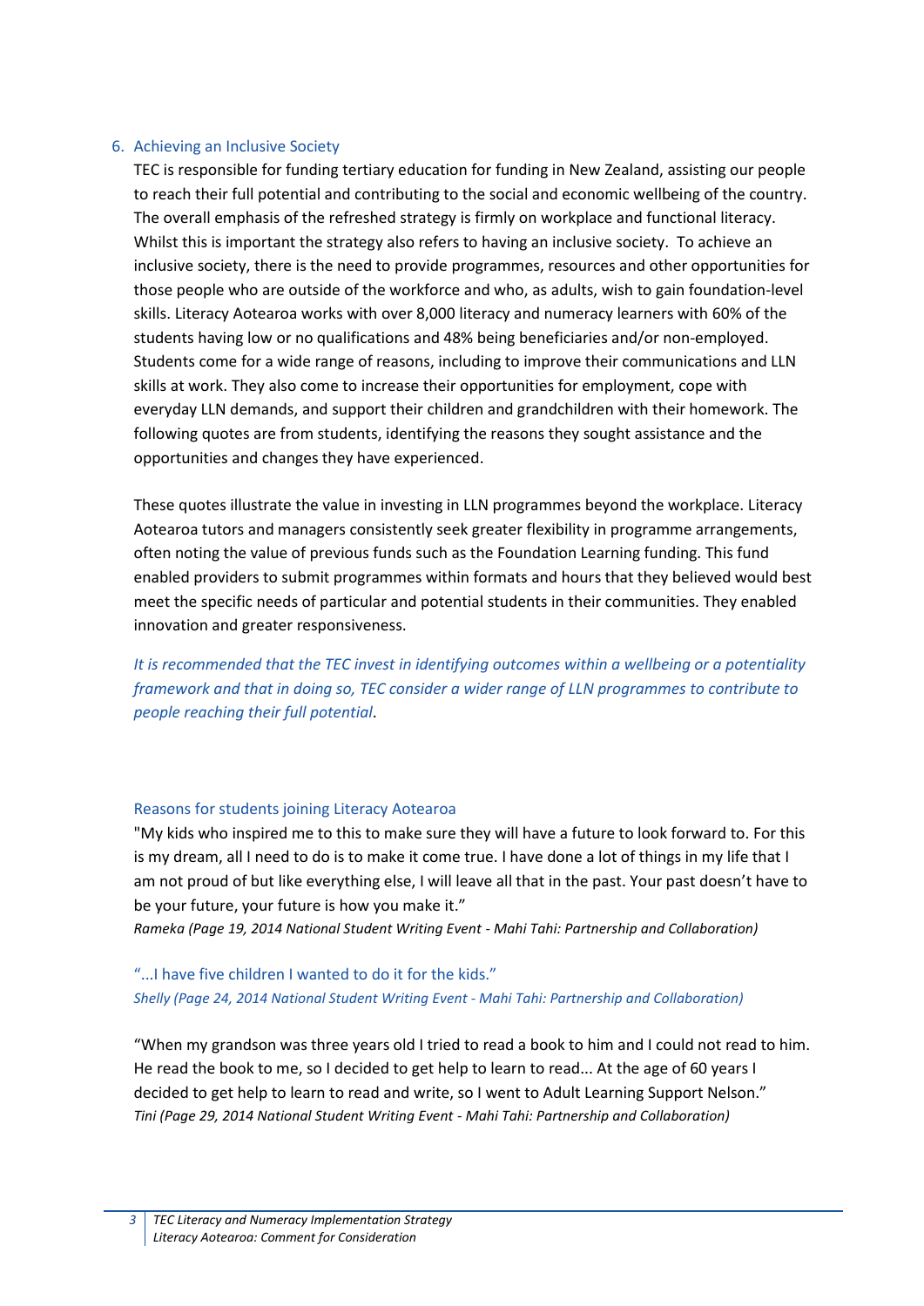## 6. Achieving an Inclusive Society

TEC is responsible for funding tertiary education for funding in New Zealand, assisting our people to reach their full potential and contributing to the social and economic wellbeing of the country. The overall emphasis of the refreshed strategy is firmly on workplace and functional literacy. Whilst this is important the strategy also refers to having an inclusive society. To achieve an inclusive society, there is the need to provide programmes, resources and other opportunities for those people who are outside of the workforce and who, as adults, wish to gain foundation-level skills. Literacy Aotearoa works with over 8,000 literacy and numeracy learners with 60% of the students having low or no qualifications and 48% being beneficiaries and/or non-employed. Students come for a wide range of reasons, including to improve their communications and LLN skills at work. They also come to increase their opportunities for employment, cope with everyday LLN demands, and support their children and grandchildren with their homework. The following quotes are from students, identifying the reasons they sought assistance and the opportunities and changes they have experienced.

These quotes illustrate the value in investing in LLN programmes beyond the workplace. Literacy Aotearoa tutors and managers consistently seek greater flexibility in programme arrangements, often noting the value of previous funds such as the Foundation Learning funding. This fund enabled providers to submit programmes within formats and hours that they believed would best meet the specific needs of particular and potential students in their communities. They enabled innovation and greater responsiveness.

*It is recommended that the TEC invest in identifying outcomes within a wellbeing or a potentiality framework and that in doing so, TEC consider a wider range of LLN programmes to contribute to people reaching their full potential*.

### Reasons for students joining Literacy Aotearoa

"My kids who inspired me to this to make sure they will have a future to look forward to. For this is my dream, all I need to do is to make it come true. I have done a lot of things in my life that I am not proud of but like everything else, I will leave all that in the past. Your past doesn't have to be your future, your future is how you make it."
*Rameka (Page 19, 2014 National Student Writing Event - Mahi Tahi: Partnership and Collaboration)*

"...I have five children I wanted to do it for the kids."
*Shelly (Page 24, 2014 National Student Writing Event - Mahi Tahi: Partnership and Collaboration)*

"When my grandson was three years old I tried to read a book to him and I could not read to him. He read the book to me, so I decided to get help to learn to read... At the age of 60 years I decided to get help to learn to read and write, so I went to Adult Learning Support Nelson."
*Tini (Page 29, 2014 National Student Writing Event - Mahi Tahi: Partnership and Collaboration)*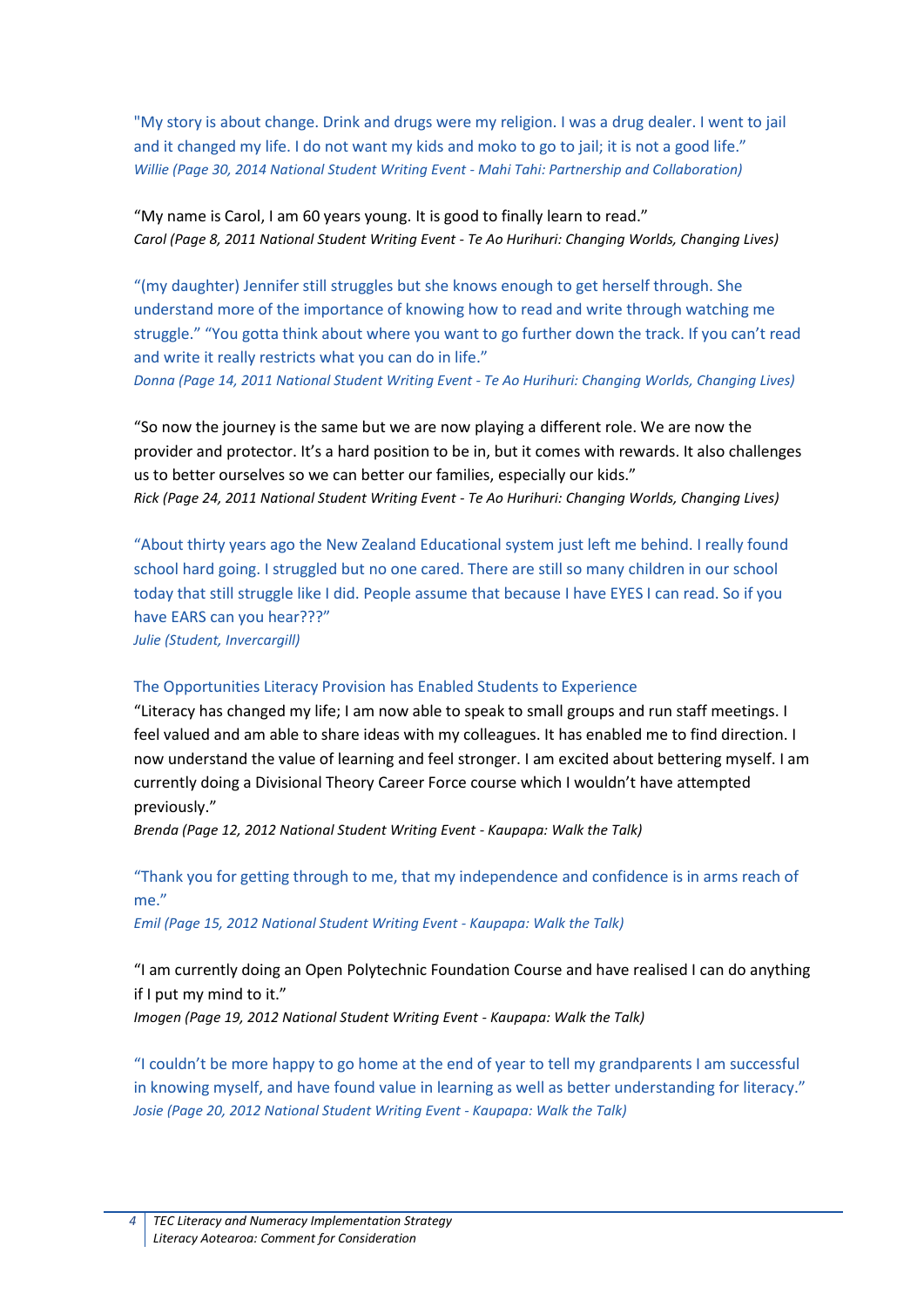"My story is about change. Drink and drugs were my religion. I was a drug dealer. I went to jail and it changed my life. I do not want my kids and moko to go to jail; it is not a good life."
*Willie (Page 30, 2014 National Student Writing Event - Mahi Tahi: Partnership and Collaboration)*

"My name is Carol, I am 60 years young. It is good to finally learn to read."
*Carol (Page 8, 2011 National Student Writing Event - Te Ao Hurihuri: Changing Worlds, Changing Lives)*

"(my daughter) Jennifer still struggles but she knows enough to get herself through. She understand more of the importance of knowing how to read and write through watching me struggle." "You gotta think about where you want to go further down the track. If you can't read and write it really restricts what you can do in life."
*Donna (Page 14, 2011 National Student Writing Event - Te Ao Hurihuri: Changing Worlds, Changing Lives)*

"So now the journey is the same but we are now playing a different role. We are now the provider and protector. It's a hard position to be in, but it comes with rewards. It also challenges us to better ourselves so we can better our families, especially our kids."
*Rick (Page 24, 2011 National Student Writing Event - Te Ao Hurihuri: Changing Worlds, Changing Lives)*

"About thirty years ago the New Zealand Educational system just left me behind. I really found school hard going. I struggled but no one cared. There are still so many children in our school today that still struggle like I did. People assume that because I have EYES I can read. So if you have EARS can you hear???"
*Julie (Student, Invercargill)*

### The Opportunities Literacy Provision has Enabled Students to Experience

"Literacy has changed my life; I am now able to speak to small groups and run staff meetings. I feel valued and am able to share ideas with my colleagues. It has enabled me to find direction. I now understand the value of learning and feel stronger. I am excited about bettering myself. I am currently doing a Divisional Theory Career Force course which I wouldn't have attempted previously."
*Brenda (Page 12, 2012 National Student Writing Event - Kaupapa: Walk the Talk)*

"Thank you for getting through to me, that my independence and confidence is in arms reach of me."
*Emil (Page 15, 2012 National Student Writing Event - Kaupapa: Walk the Talk)*

"I am currently doing an Open Polytechnic Foundation Course and have realised I can do anything if I put my mind to it."
*Imogen (Page 19, 2012 National Student Writing Event - Kaupapa: Walk the Talk)*

"I couldn't be more happy to go home at the end of year to tell my grandparents I am successful in knowing myself, and have found value in learning as well as better understanding for literacy."
*Josie (Page 20, 2012 National Student Writing Event - Kaupapa: Walk the Talk)*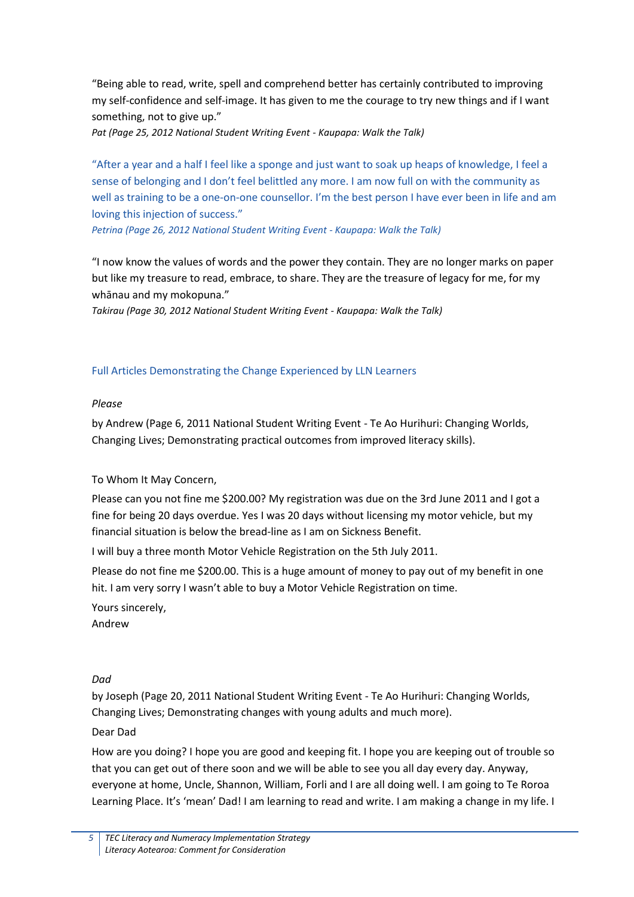"Being able to read, write, spell and comprehend better has certainly contributed to improving my self-confidence and self-image. It has given to me the courage to try new things and if I want something, not to give up."
*Pat (Page 25, 2012 National Student Writing Event - Kaupapa: Walk the Talk)*

"After a year and a half I feel like a sponge and just want to soak up heaps of knowledge, I feel a sense of belonging and I don't feel belittled any more. I am now full on with the community as well as training to be a one-on-one counsellor. I'm the best person I have ever been in life and am loving this injection of success."
*Petrina (Page 26, 2012 National Student Writing Event - Kaupapa: Walk the Talk)*

"I now know the values of words and the power they contain. They are no longer marks on paper but like my treasure to read, embrace, to share. They are the treasure of legacy for me, for my whānau and my mokopuna."
*Takirau (Page 30, 2012 National Student Writing Event - Kaupapa: Walk the Talk)*

## Full Articles Demonstrating the Change Experienced by LLN Learners

*Please*

by Andrew (Page 6, 2011 National Student Writing Event - Te Ao Hurihuri: Changing Worlds, Changing Lives; Demonstrating practical outcomes from improved literacy skills).

To Whom It May Concern,

Please can you not fine me $200.00? My registration was due on the 3rd June 2011 and I got a fine for being 20 days overdue. Yes I was 20 days without licensing my motor vehicle, but my financial situation is below the bread-line as I am on Sickness Benefit.

I will buy a three month Motor Vehicle Registration on the 5th July 2011.

Please do not fine me $200.00. This is a huge amount of money to pay out of my benefit in one hit. I am very sorry I wasn't able to buy a Motor Vehicle Registration on time.

Yours sincerely,
Andrew

*Dad*

by Joseph (Page 20, 2011 National Student Writing Event - Te Ao Hurihuri: Changing Worlds, Changing Lives; Demonstrating changes with young adults and much more).

Dear Dad

How are you doing? I hope you are good and keeping fit. I hope you are keeping out of trouble so that you can get out of there soon and we will be able to see you all day every day. Anyway, everyone at home, Uncle, Shannon, William, Forli and I are all doing well. I am going to Te Roroa Learning Place. It's 'mean' Dad! I am learning to read and write. I am making a change in my life. I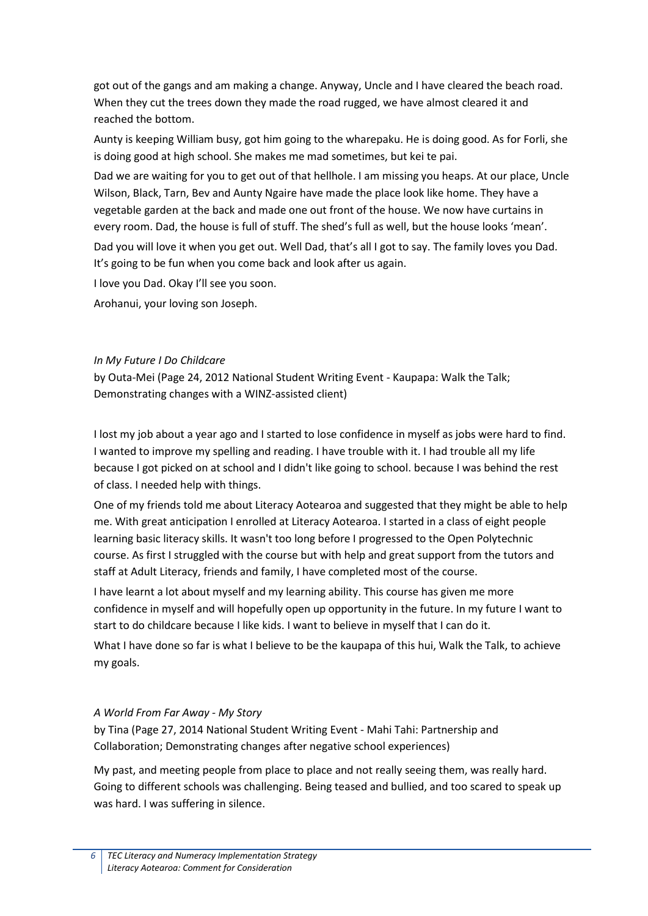got out of the gangs and am making a change. Anyway, Uncle and I have cleared the beach road. When they cut the trees down they made the road rugged, we have almost cleared it and reached the bottom.

Aunty is keeping William busy, got him going to the wharepaku. He is doing good. As for Forli, she is doing good at high school. She makes me mad sometimes, but kei te pai.

Dad we are waiting for you to get out of that hellhole. I am missing you heaps. At our place, Uncle Wilson, Black, Tarn, Bev and Aunty Ngaire have made the place look like home. They have a vegetable garden at the back and made one out front of the house. We now have curtains in every room. Dad, the house is full of stuff. The shed's full as well, but the house looks 'mean'.

Dad you will love it when you get out. Well Dad, that's all I got to say. The family loves you Dad. It's going to be fun when you come back and look after us again.

I love you Dad. Okay I'll see you soon.

Arohanui, your loving son Joseph.

*In My Future I Do Childcare*

by Outa-Mei (Page 24, 2012 National Student Writing Event - Kaupapa: Walk the Talk; Demonstrating changes with a WINZ-assisted client)

I lost my job about a year ago and I started to lose confidence in myself as jobs were hard to find. I wanted to improve my spelling and reading. I have trouble with it. I had trouble all my life because I got picked on at school and I didn't like going to school. because I was behind the rest of class. I needed help with things.

One of my friends told me about Literacy Aotearoa and suggested that they might be able to help me. With great anticipation I enrolled at Literacy Aotearoa. I started in a class of eight people learning basic literacy skills. It wasn't too long before I progressed to the Open Polytechnic course. As first I struggled with the course but with help and great support from the tutors and staff at Adult Literacy, friends and family, I have completed most of the course.

I have learnt a lot about myself and my learning ability. This course has given me more confidence in myself and will hopefully open up opportunity in the future. In my future I want to start to do childcare because I like kids. I want to believe in myself that I can do it.

What I have done so far is what I believe to be the kaupapa of this hui, Walk the Talk, to achieve my goals.

*A World From Far Away - My Story*

by Tina (Page 27, 2014 National Student Writing Event - Mahi Tahi: Partnership and Collaboration; Demonstrating changes after negative school experiences)

My past, and meeting people from place to place and not really seeing them, was really hard. Going to different schools was challenging. Being teased and bullied, and too scared to speak up was hard. I was suffering in silence.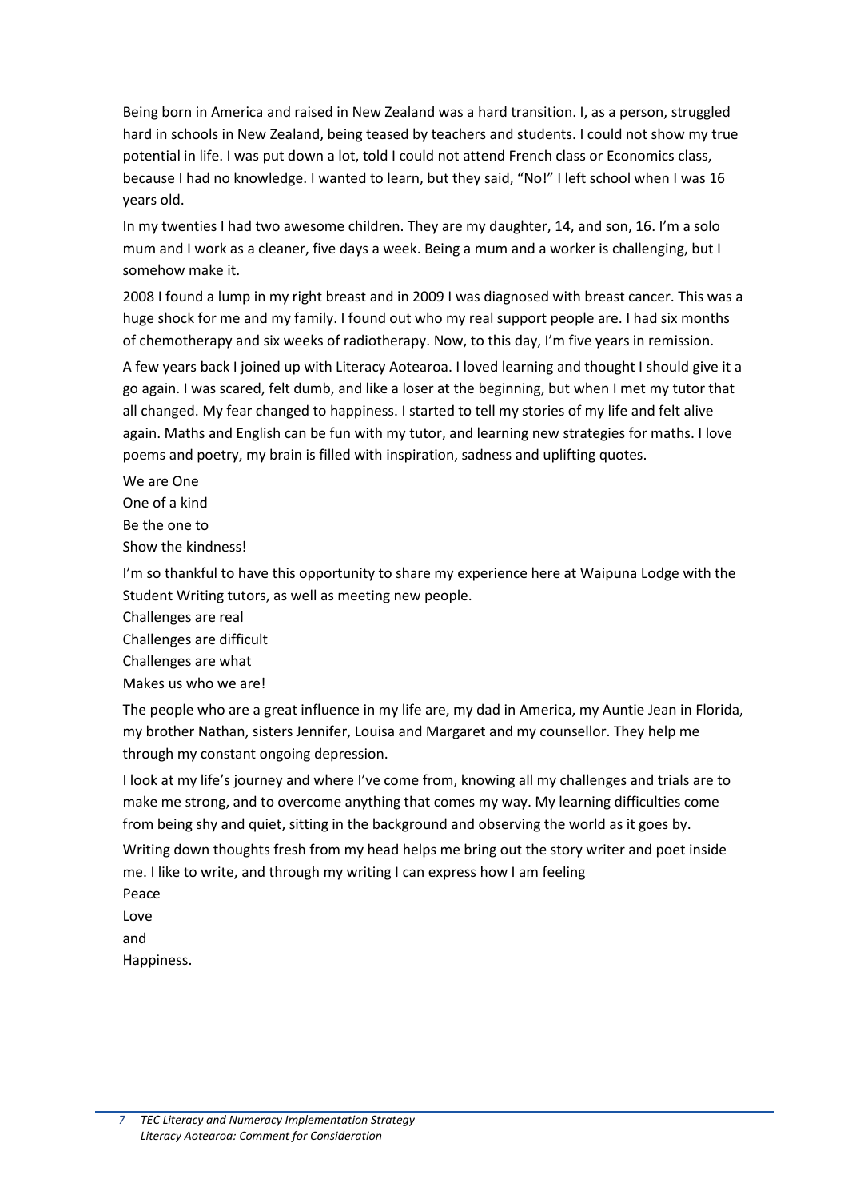Being born in America and raised in New Zealand was a hard transition. I, as a person, struggled hard in schools in New Zealand, being teased by teachers and students. I could not show my true potential in life. I was put down a lot, told I could not attend French class or Economics class, because I had no knowledge. I wanted to learn, but they said, "No!" I left school when I was 16 years old.

In my twenties I had two awesome children. They are my daughter, 14, and son, 16. I'm a solo mum and I work as a cleaner, five days a week. Being a mum and a worker is challenging, but I somehow make it.

2008 I found a lump in my right breast and in 2009 I was diagnosed with breast cancer. This was a huge shock for me and my family. I found out who my real support people are. I had six months of chemotherapy and six weeks of radiotherapy. Now, to this day, I'm five years in remission.

A few years back I joined up with Literacy Aotearoa. I loved learning and thought I should give it a go again. I was scared, felt dumb, and like a loser at the beginning, but when I met my tutor that all changed. My fear changed to happiness. I started to tell my stories of my life and felt alive again. Maths and English can be fun with my tutor, and learning new strategies for maths. I love poems and poetry, my brain is filled with inspiration, sadness and uplifting quotes.

We are One  
One of a kind  
Be the one to  
Show the kindness!

I'm so thankful to have this opportunity to share my experience here at Waipuna Lodge with the Student Writing tutors, as well as meeting new people.

Challenges are real  
Challenges are difficult  
Challenges are what  
Makes us who we are!

The people who are a great influence in my life are, my dad in America, my Auntie Jean in Florida, my brother Nathan, sisters Jennifer, Louisa and Margaret and my counsellor. They help me through my constant ongoing depression.

I look at my life's journey and where I've come from, knowing all my challenges and trials are to make me strong, and to overcome anything that comes my way. My learning difficulties come from being shy and quiet, sitting in the background and observing the world as it goes by.

Writing down thoughts fresh from my head helps me bring out the story writer and poet inside me. I like to write, and through my writing I can express how I am feeling

Peace  
Love  
and  
Happiness.